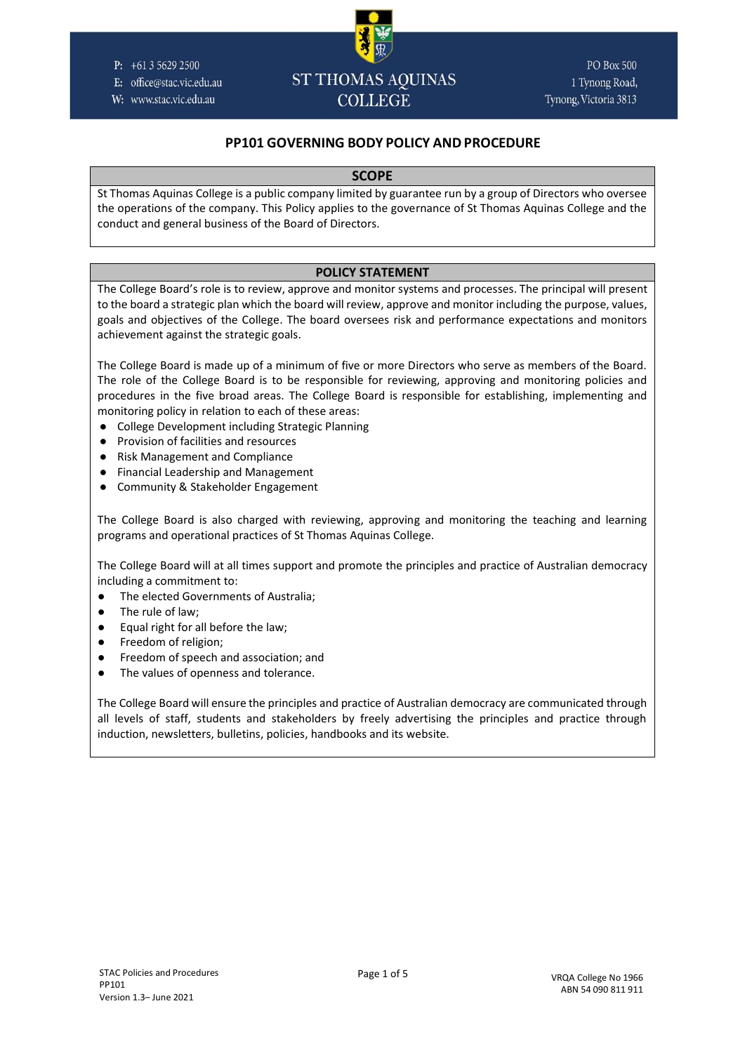# PP101 GOVERNING BODY POLICY AND PROCEDURE

## SCOPE

St Thomas Aquinas College is a public company limited by guarantee run by a group of Directors who oversee the operations of the company. This Policy applies to the governance of St Thomas Aquinas College and the conduct and general business of the Board of Directors.

## POLICY STATEMENT

The College Board's role is to review, approve and monitor systems and processes. The principal will present to the board a strategic plan which the board will review, approve and monitor including the purpose, values, goals and objectives of the College. The board oversees risk and performance expectations and monitors achievement against the strategic goals.

The College Board is made up of a minimum of five or more Directors who serve as members of the Board. The role of the College Board is to be responsible for reviewing, approving and monitoring policies and procedures in the five broad areas. The College Board is responsible for establishing, implementing and monitoring policy in relation to each of these areas:

- College Development including Strategic Planning
- Provision of facilities and resources
- Risk Management and Compliance
- Financial Leadership and Management
- Community & Stakeholder Engagement

The College Board is also charged with reviewing, approving and monitoring the teaching and learning programs and operational practices of St Thomas Aquinas College.

The College Board will at all times support and promote the principles and practice of Australian democracy including a commitment to:

- The elected Governments of Australia;
- The rule of law;
- Equal right for all before the law;
- Freedom of religion;
- Freedom of speech and association; and
- The values of openness and tolerance.

The College Board will ensure the principles and practice of Australian democracy are communicated through all levels of staff, students and stakeholders by freely advertising the principles and practice through induction, newsletters, bulletins, policies, handbooks and its website.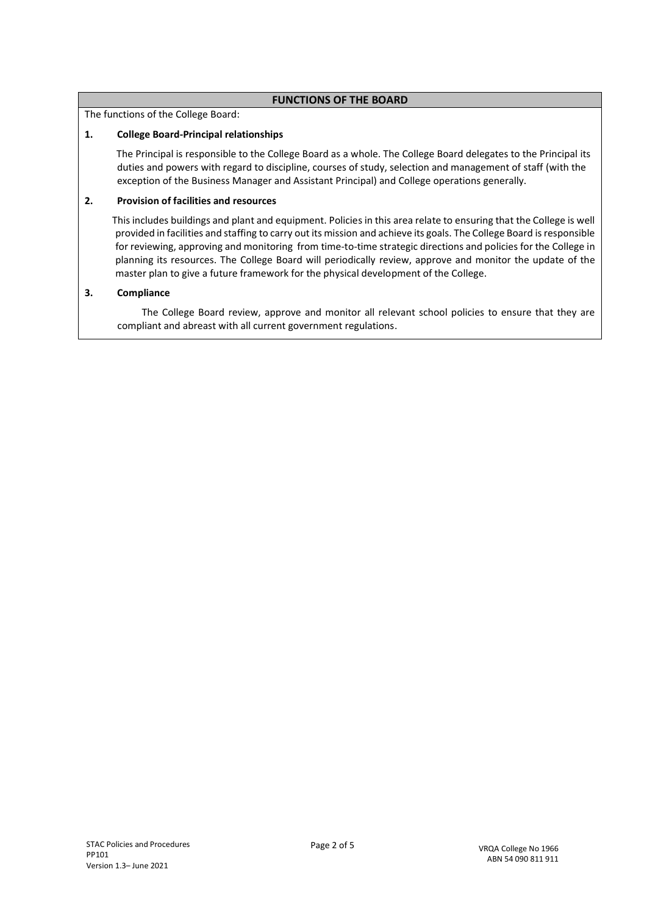## FUNCTIONS OF THE BOARD

The functions of the College Board:

**1. College Board-Principal relationships**

The Principal is responsible to the College Board as a whole. The College Board delegates to the Principal its duties and powers with regard to discipline, courses of study, selection and management of staff (with the exception of the Business Manager and Assistant Principal) and College operations generally.

**2. Provision of facilities and resources**

This includes buildings and plant and equipment. Policies in this area relate to ensuring that the College is well provided in facilities and staffing to carry out its mission and achieve its goals. The College Board is responsible for reviewing, approving and monitoring from time-to-time strategic directions and policies for the College in planning its resources. The College Board will periodically review, approve and monitor the update of the master plan to give a future framework for the physical development of the College.

**3. Compliance**

The College Board review, approve and monitor all relevant school policies to ensure that they are compliant and abreast with all current government regulations.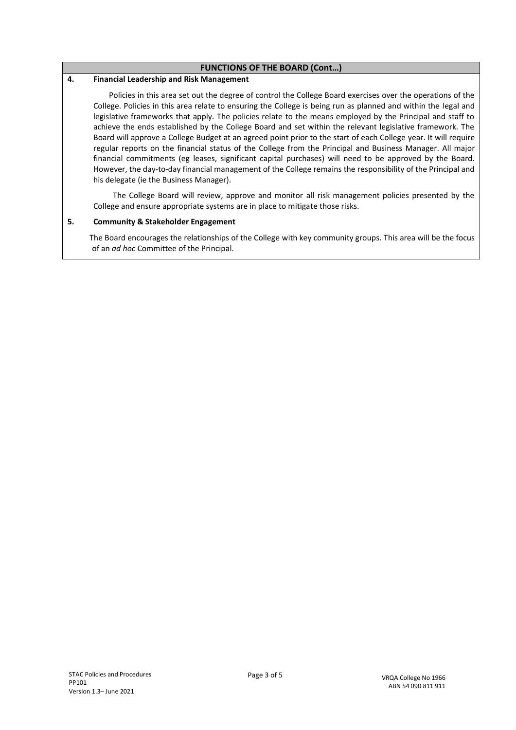## FUNCTIONS OF THE BOARD (Cont…)

### 4. Financial Leadership and Risk Management

Policies in this area set out the degree of control the College Board exercises over the operations of the College. Policies in this area relate to ensuring the College is being run as planned and within the legal and legislative frameworks that apply. The policies relate to the means employed by the Principal and staff to achieve the ends established by the College Board and set within the relevant legislative framework. The Board will approve a College Budget at an agreed point prior to the start of each College year. It will require regular reports on the financial status of the College from the Principal and Business Manager. All major financial commitments (eg leases, significant capital purchases) will need to be approved by the Board. However, the day-to-day financial management of the College remains the responsibility of the Principal and his delegate (ie the Business Manager).

The College Board will review, approve and monitor all risk management policies presented by the College and ensure appropriate systems are in place to mitigate those risks.

### 5. Community & Stakeholder Engagement

The Board encourages the relationships of the College with key community groups. This area will be the focus of an *ad hoc* Committee of the Principal.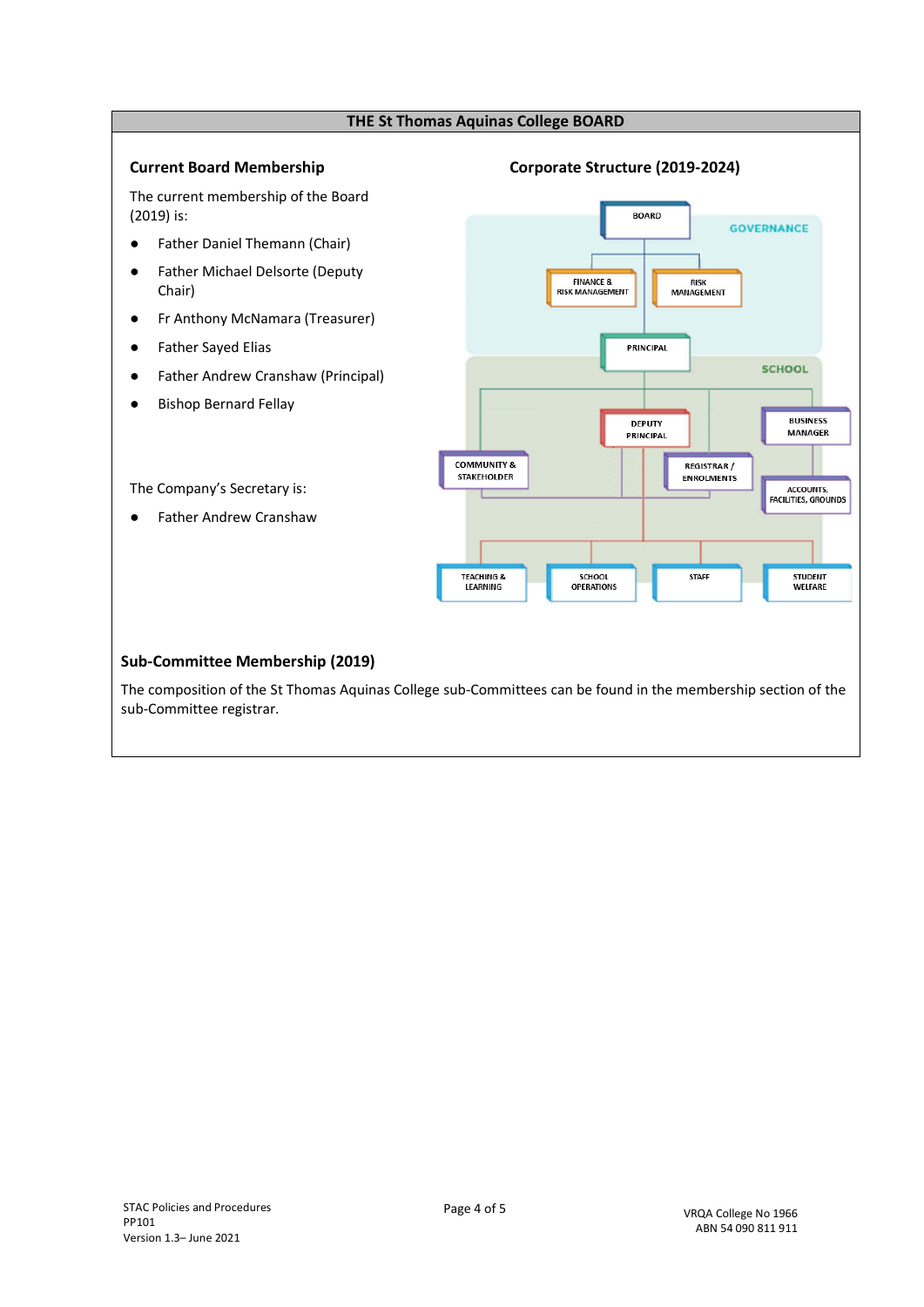## THE St Thomas Aquinas College BOARD

### Current Board Membership

The current membership of the Board (2019) is:

- Father Daniel Themann (Chair)
- Father Michael Delsorte (Deputy Chair)
- Fr Anthony McNamara (Treasurer)
- Father Sayed Elias
- Father Andrew Cranshaw (Principal)
- Bishop Bernard Fellay

The Company's Secretary is:

- Father Andrew Cranshaw

### Corporate Structure (2019-2024)

GOVERNANCE

BOARD

FINANCE & RISK MANAGEMENT

RISK MANAGEMENT

SCHOOL

PRINCIPAL

DEPUTY PRINCIPAL

BUSINESS MANAGER

COMMUNITY & STAKEHOLDER

REGISTRAR / ENROLMENTS

ACCOUNTS, FACILITIES, GROUNDS

TEACHING & LEARNING

SCHOOL OPERATIONS

STAFF

STUDENT WELFARE

### Sub-Committee Membership (2019)

The composition of the St Thomas Aquinas College sub-Committees can be found in the membership section of the sub-Committee registrar.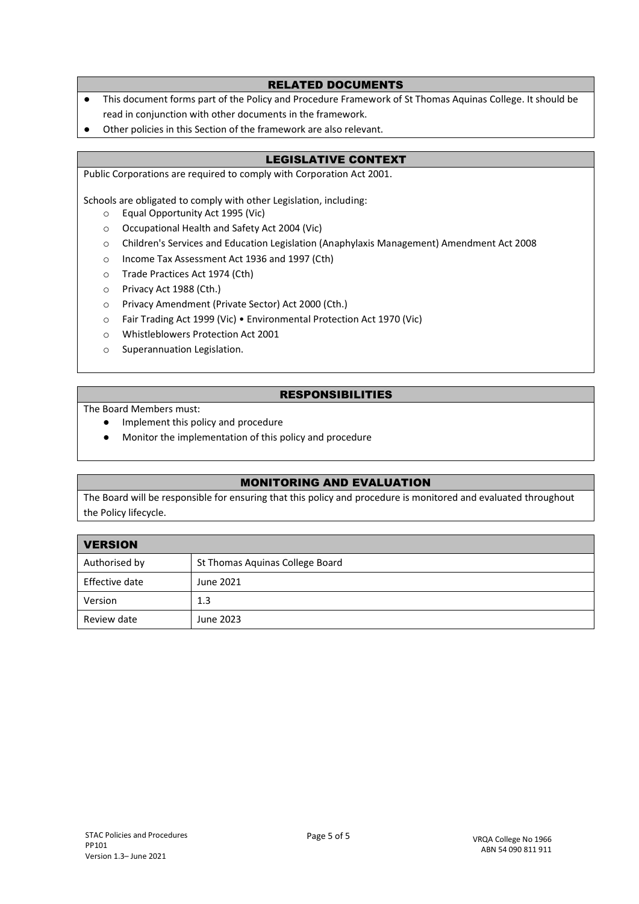## RELATED DOCUMENTS

- This document forms part of the Policy and Procedure Framework of St Thomas Aquinas College. It should be read in conjunction with other documents in the framework.
- Other policies in this Section of the framework are also relevant.

## LEGISLATIVE CONTEXT

Public Corporations are required to comply with Corporation Act 2001.

Schools are obligated to comply with other Legislation, including:

- Equal Opportunity Act 1995 (Vic)
- Occupational Health and Safety Act 2004 (Vic)
- Children's Services and Education Legislation (Anaphylaxis Management) Amendment Act 2008
- Income Tax Assessment Act 1936 and 1997 (Cth)
- Trade Practices Act 1974 (Cth)
- Privacy Act 1988 (Cth.)
- Privacy Amendment (Private Sector) Act 2000 (Cth.)
- Fair Trading Act 1999 (Vic) • Environmental Protection Act 1970 (Vic)
- Whistleblowers Protection Act 2001
- Superannuation Legislation.

## RESPONSIBILITIES

The Board Members must:

- Implement this policy and procedure
- Monitor the implementation of this policy and procedure

## MONITORING AND EVALUATION

The Board will be responsible for ensuring that this policy and procedure is monitored and evaluated throughout the Policy lifecycle.

## VERSION

| | |
|---|---|
| Authorised by | St Thomas Aquinas College Board |
| Effective date | June 2021 |
| Version | 1.3 |
| Review date | June 2023 |